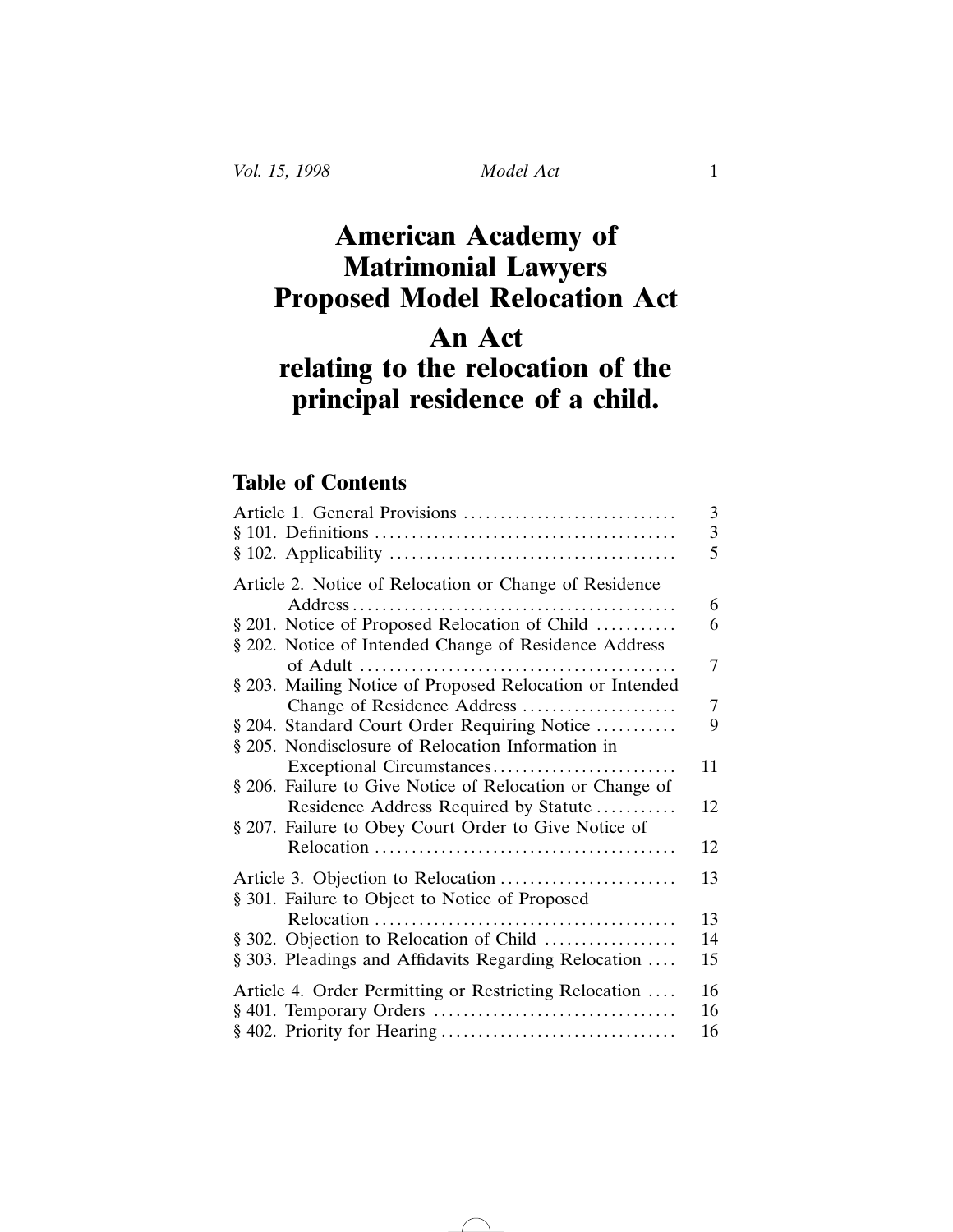# American Academy of Matrimonial Lawyers Proposed Model Relocation Act

# An Act relating to the relocation of the principal residence of a child.

## Table of Contents

| | |
|---|---|
| Article 1. General Provisions | 3 |
| § 101. Definitions | 3 |
| § 102. Applicability | 5 |
| Article 2. Notice of Relocation or Change of Residence Address | 6 |
| § 201. Notice of Proposed Relocation of Child | 6 |
| § 202. Notice of Intended Change of Residence Address of Adult | 7 |
| § 203. Mailing Notice of Proposed Relocation or Intended Change of Residence Address | 7 |
| § 204. Standard Court Order Requiring Notice | 9 |
| § 205. Nondisclosure of Relocation Information in Exceptional Circumstances | 11 |
| § 206. Failure to Give Notice of Relocation or Change of Residence Address Required by Statute | 12 |
| § 207. Failure to Obey Court Order to Give Notice of Relocation | 12 |
| Article 3. Objection to Relocation | 13 |
| § 301. Failure to Object to Notice of Proposed Relocation | 13 |
| § 302. Objection to Relocation of Child | 14 |
| § 303. Pleadings and Affidavits Regarding Relocation | 15 |
| Article 4. Order Permitting or Restricting Relocation | 16 |
| § 401. Temporary Orders | 16 |
| § 402. Priority for Hearing | 16 |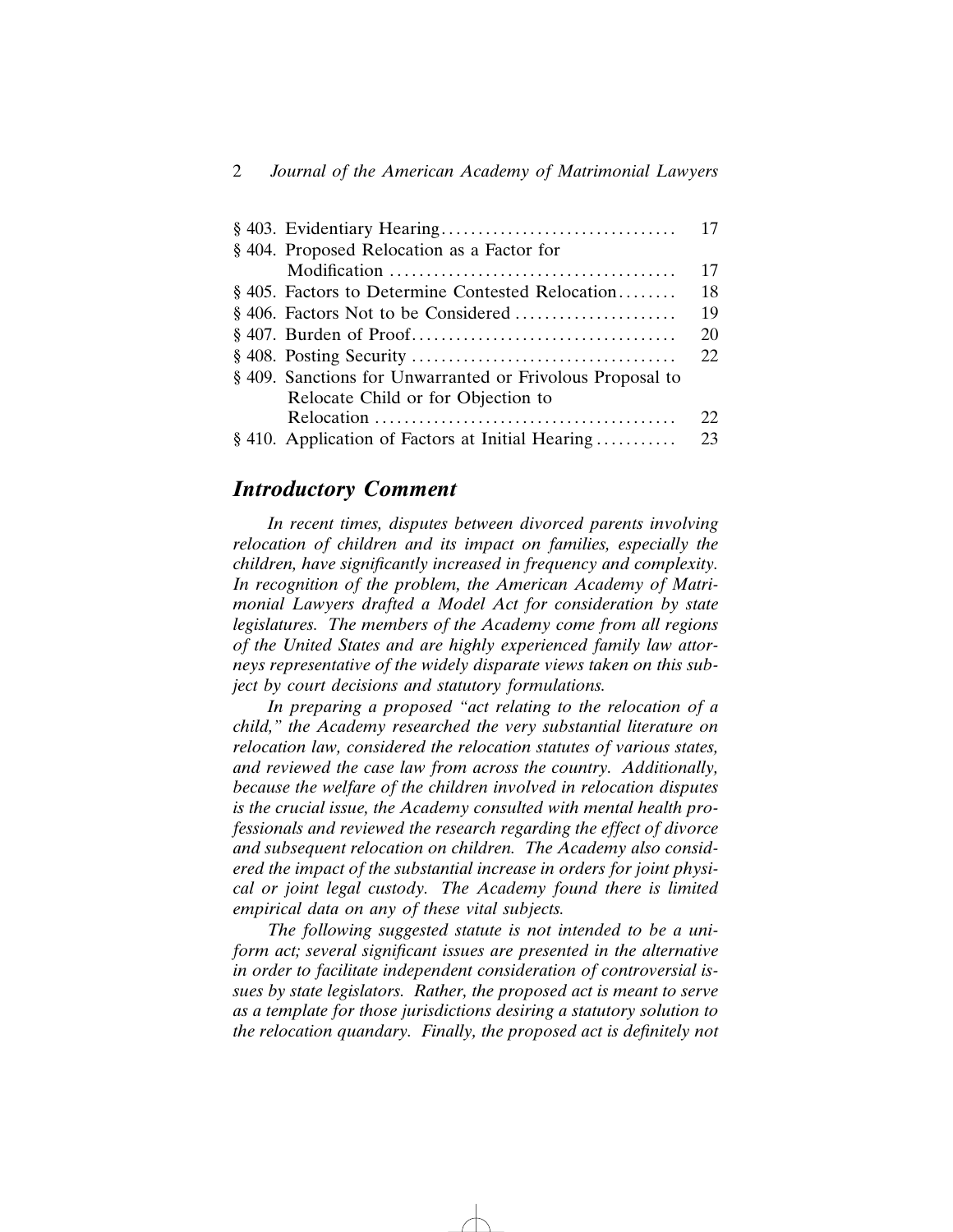| | |
|---|---|
| § 403. Evidentiary Hearing | 17 |
| § 404. Proposed Relocation as a Factor for Modification | 17 |
| § 405. Factors to Determine Contested Relocation | 18 |
| § 406. Factors Not to be Considered | 19 |
| § 407. Burden of Proof | 20 |
| § 408. Posting Security | 22 |
| § 409. Sanctions for Unwarranted or Frivolous Proposal to Relocate Child or for Objection to Relocation | 22 |
| § 410. Application of Factors at Initial Hearing | 23 |

## *Introductory Comment*

*In recent times, disputes between divorced parents involving relocation of children and its impact on families, especially the children, have significantly increased in frequency and complexity. In recognition of the problem, the American Academy of Matrimonial Lawyers drafted a Model Act for consideration by state legislatures. The members of the Academy come from all regions of the United States and are highly experienced family law attorneys representative of the widely disparate views taken on this subject by court decisions and statutory formulations.*

*In preparing a proposed "act relating to the relocation of a child," the Academy researched the very substantial literature on relocation law, considered the relocation statutes of various states, and reviewed the case law from across the country. Additionally, because the welfare of the children involved in relocation disputes is the crucial issue, the Academy consulted with mental health professionals and reviewed the research regarding the effect of divorce and subsequent relocation on children. The Academy also considered the impact of the substantial increase in orders for joint physical or joint legal custody. The Academy found there is limited empirical data on any of these vital subjects.*

*The following suggested statute is not intended to be a uniform act; several significant issues are presented in the alternative in order to facilitate independent consideration of controversial issues by state legislators. Rather, the proposed act is meant to serve as a template for those jurisdictions desiring a statutory solution to the relocation quandary. Finally, the proposed act is definitely not*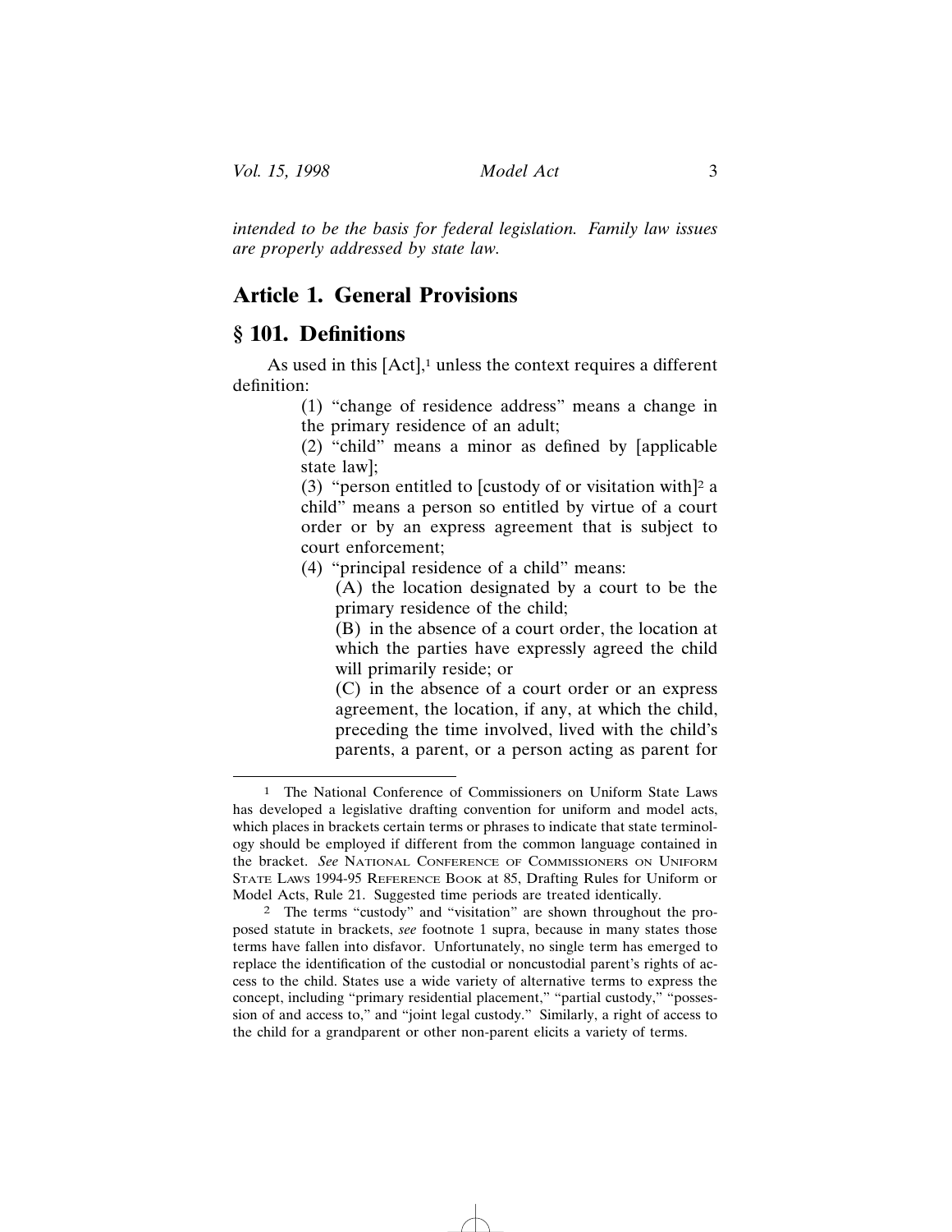*intended to be the basis for federal legislation. Family law issues are properly addressed by state law.*

## Article 1. General Provisions

## § 101. Definitions

As used in this [Act],[1] unless the context requires a different definition:

(1) "change of residence address" means a change in the primary residence of an adult;

(2) "child" means a minor as defined by [applicable state law];

(3) "person entitled to [custody of or visitation with][2] a child" means a person so entitled by virtue of a court order or by an express agreement that is subject to court enforcement;

(4) "principal residence of a child" means:

(A) the location designated by a court to be the primary residence of the child;

(B) in the absence of a court order, the location at which the parties have expressly agreed the child will primarily reside; or

(C) in the absence of a court order or an express agreement, the location, if any, at which the child, preceding the time involved, lived with the child's parents, a parent, or a person acting as parent for

---

[1] The National Conference of Commissioners on Uniform State Laws has developed a legislative drafting convention for uniform and model acts, which places in brackets certain terms or phrases to indicate that state terminology should be employed if different from the common language contained in the bracket. *See* National Conference of Commissioners on Uniform State Laws 1994-95 Reference Book at 85, Drafting Rules for Uniform or Model Acts, Rule 21. Suggested time periods are treated identically.

[2] The terms "custody" and "visitation" are shown throughout the proposed statute in brackets, *see* footnote 1 supra, because in many states those terms have fallen into disfavor. Unfortunately, no single term has emerged to replace the identification of the custodial or noncustodial parent's rights of access to the child. States use a wide variety of alternative terms to express the concept, including "primary residential placement," "partial custody," "possession of and access to," and "joint legal custody." Similarly, a right of access to the child for a grandparent or other non-parent elicits a variety of terms.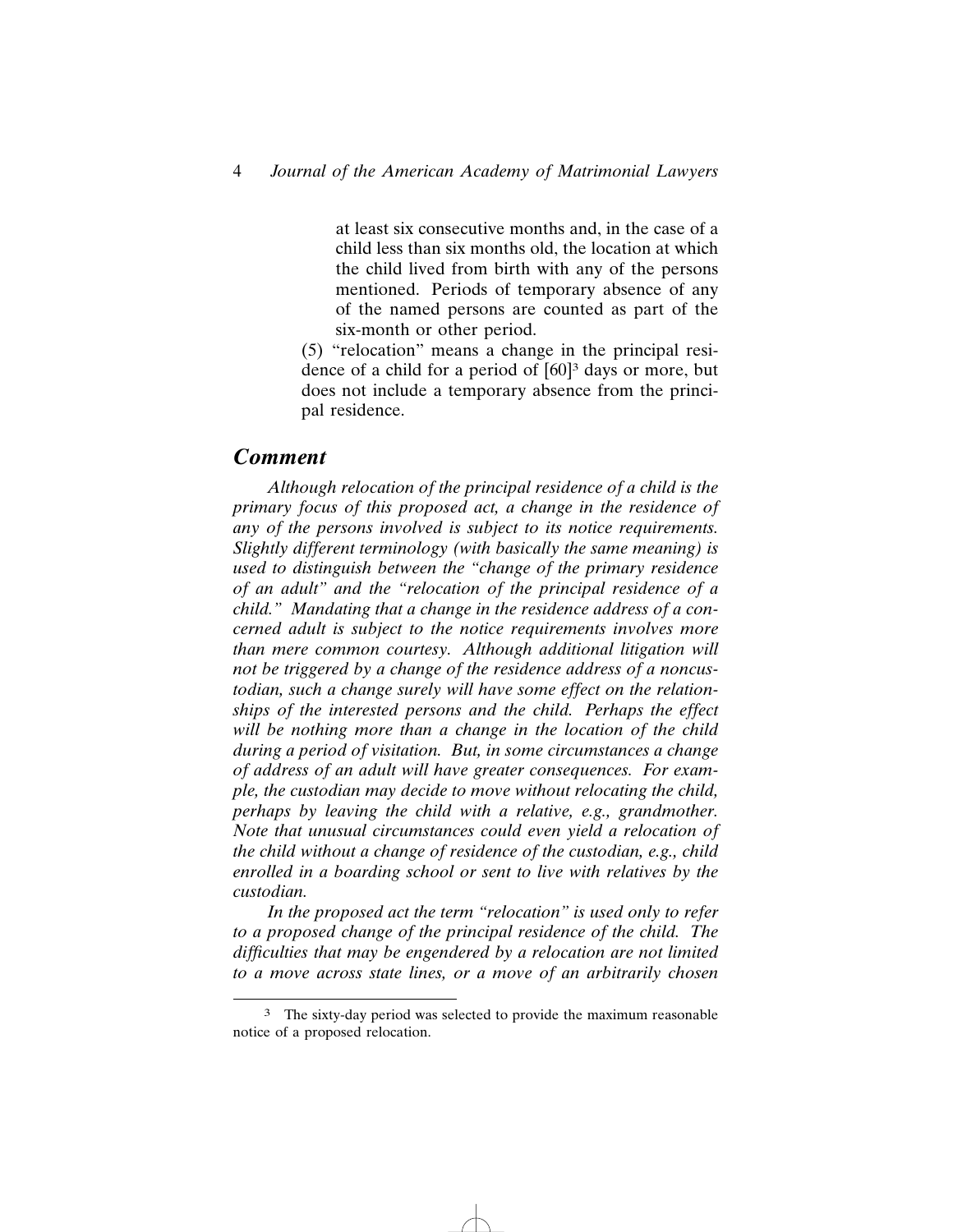at least six consecutive months and, in the case of a child less than six months old, the location at which the child lived from birth with any of the persons mentioned. Periods of temporary absence of any of the named persons are counted as part of the six-month or other period.

(5) "relocation" means a change in the principal residence of a child for a period of [60][3] days or more, but does not include a temporary absence from the principal residence.

## *Comment*

*Although relocation of the principal residence of a child is the primary focus of this proposed act, a change in the residence of any of the persons involved is subject to its notice requirements. Slightly different terminology (with basically the same meaning) is used to distinguish between the "change of the primary residence of an adult" and the "relocation of the principal residence of a child." Mandating that a change in the residence address of a concerned adult is subject to the notice requirements involves more than mere common courtesy. Although additional litigation will not be triggered by a change of the residence address of a noncustodian, such a change surely will have some effect on the relationships of the interested persons and the child. Perhaps the effect will be nothing more than a change in the location of the child during a period of visitation. But, in some circumstances a change of address of an adult will have greater consequences. For example, the custodian may decide to move without relocating the child, perhaps by leaving the child with a relative, e.g., grandmother. Note that unusual circumstances could even yield a relocation of the child without a change of residence of the custodian, e.g., child enrolled in a boarding school or sent to live with relatives by the custodian.*

*In the proposed act the term "relocation" is used only to refer to a proposed change of the principal residence of the child. The difficulties that may be engendered by a relocation are not limited to a move across state lines, or a move of an arbitrarily chosen*

---

[3] The sixty-day period was selected to provide the maximum reasonable notice of a proposed relocation.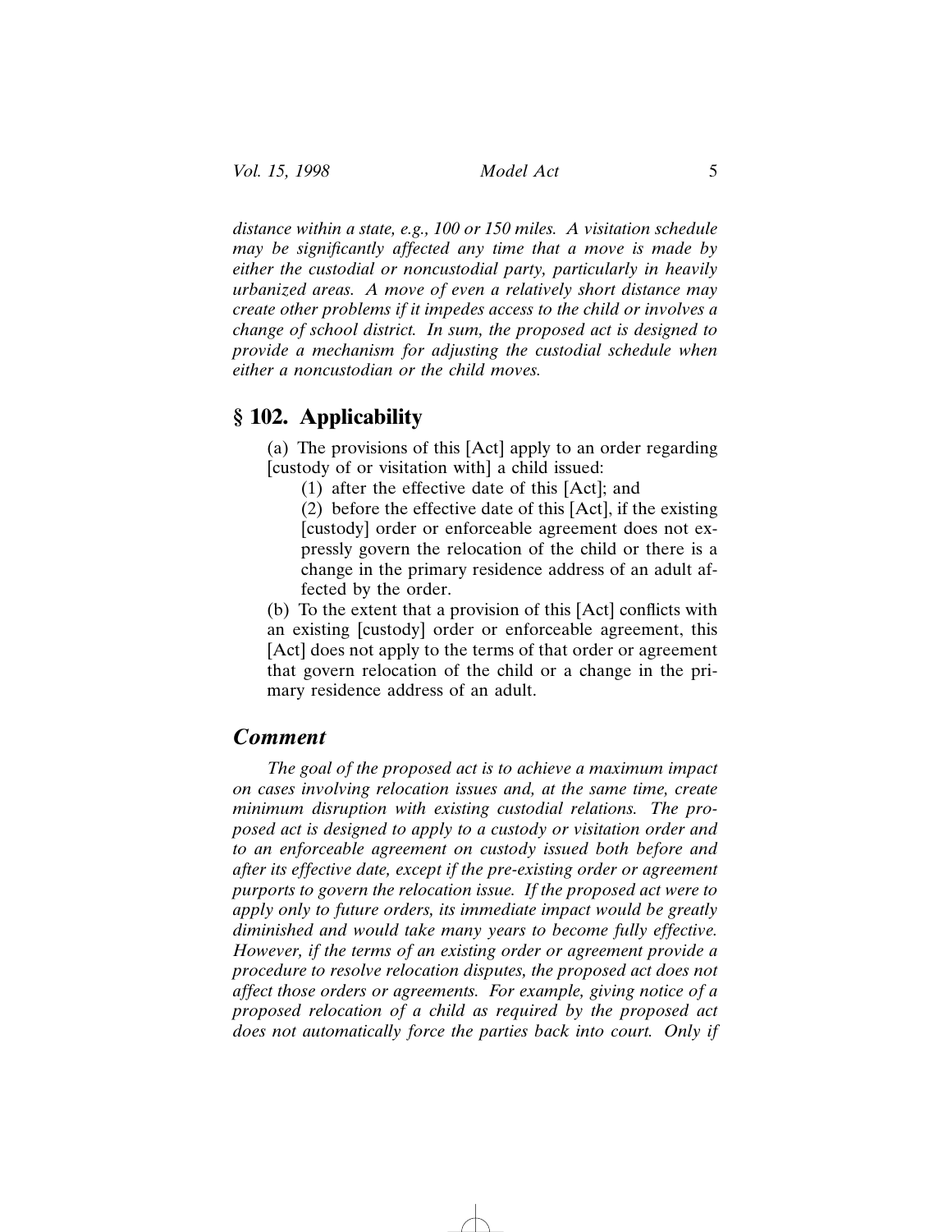*distance within a state, e.g., 100 or 150 miles. A visitation schedule may be significantly affected any time that a move is made by either the custodial or noncustodial party, particularly in heavily urbanized areas. A move of even a relatively short distance may create other problems if it impedes access to the child or involves a change of school district. In sum, the proposed act is designed to provide a mechanism for adjusting the custodial schedule when either a noncustodian or the child moves.*

## § 102. Applicability

(a) The provisions of this [Act] apply to an order regarding [custody of or visitation with] a child issued:

(1) after the effective date of this [Act]; and

(2) before the effective date of this [Act], if the existing [custody] order or enforceable agreement does not expressly govern the relocation of the child or there is a change in the primary residence address of an adult affected by the order.

(b) To the extent that a provision of this [Act] conflicts with an existing [custody] order or enforceable agreement, this [Act] does not apply to the terms of that order or agreement that govern relocation of the child or a change in the primary residence address of an adult.

### *Comment*

*The goal of the proposed act is to achieve a maximum impact on cases involving relocation issues and, at the same time, create minimum disruption with existing custodial relations. The proposed act is designed to apply to a custody or visitation order and to an enforceable agreement on custody issued both before and after its effective date, except if the pre-existing order or agreement purports to govern the relocation issue. If the proposed act were to apply only to future orders, its immediate impact would be greatly diminished and would take many years to become fully effective. However, if the terms of an existing order or agreement provide a procedure to resolve relocation disputes, the proposed act does not affect those orders or agreements. For example, giving notice of a proposed relocation of a child as required by the proposed act does not automatically force the parties back into court. Only if*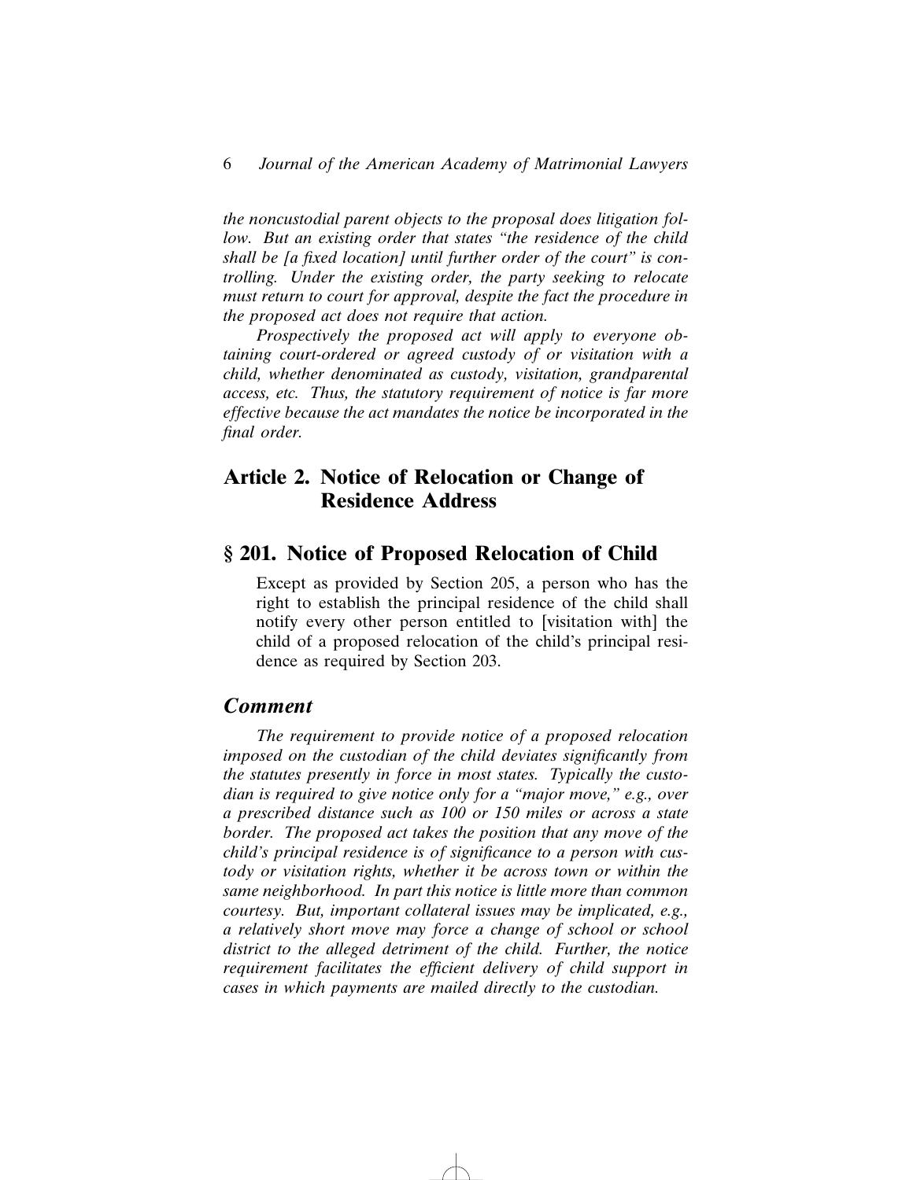*the noncustodial parent objects to the proposal does litigation follow. But an existing order that states "the residence of the child shall be [a fixed location] until further order of the court" is controlling. Under the existing order, the party seeking to relocate must return to court for approval, despite the fact the procedure in the proposed act does not require that action.*

*Prospectively the proposed act will apply to everyone obtaining court-ordered or agreed custody of or visitation with a child, whether denominated as custody, visitation, grandparental access, etc. Thus, the statutory requirement of notice is far more effective because the act mandates the notice be incorporated in the final order.*

## Article 2. Notice of Relocation or Change of Residence Address

## § 201. Notice of Proposed Relocation of Child

Except as provided by Section 205, a person who has the right to establish the principal residence of the child shall notify every other person entitled to [visitation with] the child of a proposed relocation of the child's principal residence as required by Section 203.

### *Comment*

*The requirement to provide notice of a proposed relocation imposed on the custodian of the child deviates significantly from the statutes presently in force in most states. Typically the custodian is required to give notice only for a "major move," e.g., over a prescribed distance such as 100 or 150 miles or across a state border. The proposed act takes the position that any move of the child's principal residence is of significance to a person with custody or visitation rights, whether it be across town or within the same neighborhood. In part this notice is little more than common courtesy. But, important collateral issues may be implicated, e.g., a relatively short move may force a change of school or school district to the alleged detriment of the child. Further, the notice requirement facilitates the efficient delivery of child support in cases in which payments are mailed directly to the custodian.*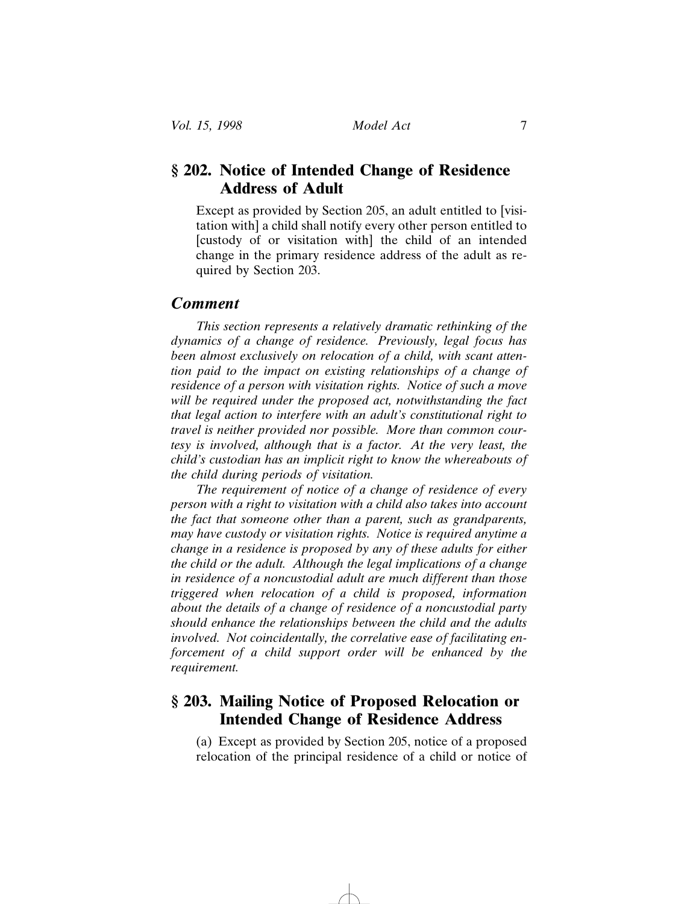## § 202. Notice of Intended Change of Residence Address of Adult

Except as provided by Section 205, an adult entitled to [visitation with] a child shall notify every other person entitled to [custody of or visitation with] the child of an intended change in the primary residence address of the adult as required by Section 203.

### *Comment*

*This section represents a relatively dramatic rethinking of the dynamics of a change of residence. Previously, legal focus has been almost exclusively on relocation of a child, with scant attention paid to the impact on existing relationships of a change of residence of a person with visitation rights. Notice of such a move will be required under the proposed act, notwithstanding the fact that legal action to interfere with an adult's constitutional right to travel is neither provided nor possible. More than common courtesy is involved, although that is a factor. At the very least, the child's custodian has an implicit right to know the whereabouts of the child during periods of visitation.*

*The requirement of notice of a change of residence of every person with a right to visitation with a child also takes into account the fact that someone other than a parent, such as grandparents, may have custody or visitation rights. Notice is required anytime a change in a residence is proposed by any of these adults for either the child or the adult. Although the legal implications of a change in residence of a noncustodial adult are much different than those triggered when relocation of a child is proposed, information about the details of a change of residence of a noncustodial party should enhance the relationships between the child and the adults involved. Not coincidentally, the correlative ease of facilitating enforcement of a child support order will be enhanced by the requirement.*

## § 203. Mailing Notice of Proposed Relocation or Intended Change of Residence Address

(a) Except as provided by Section 205, notice of a proposed relocation of the principal residence of a child or notice of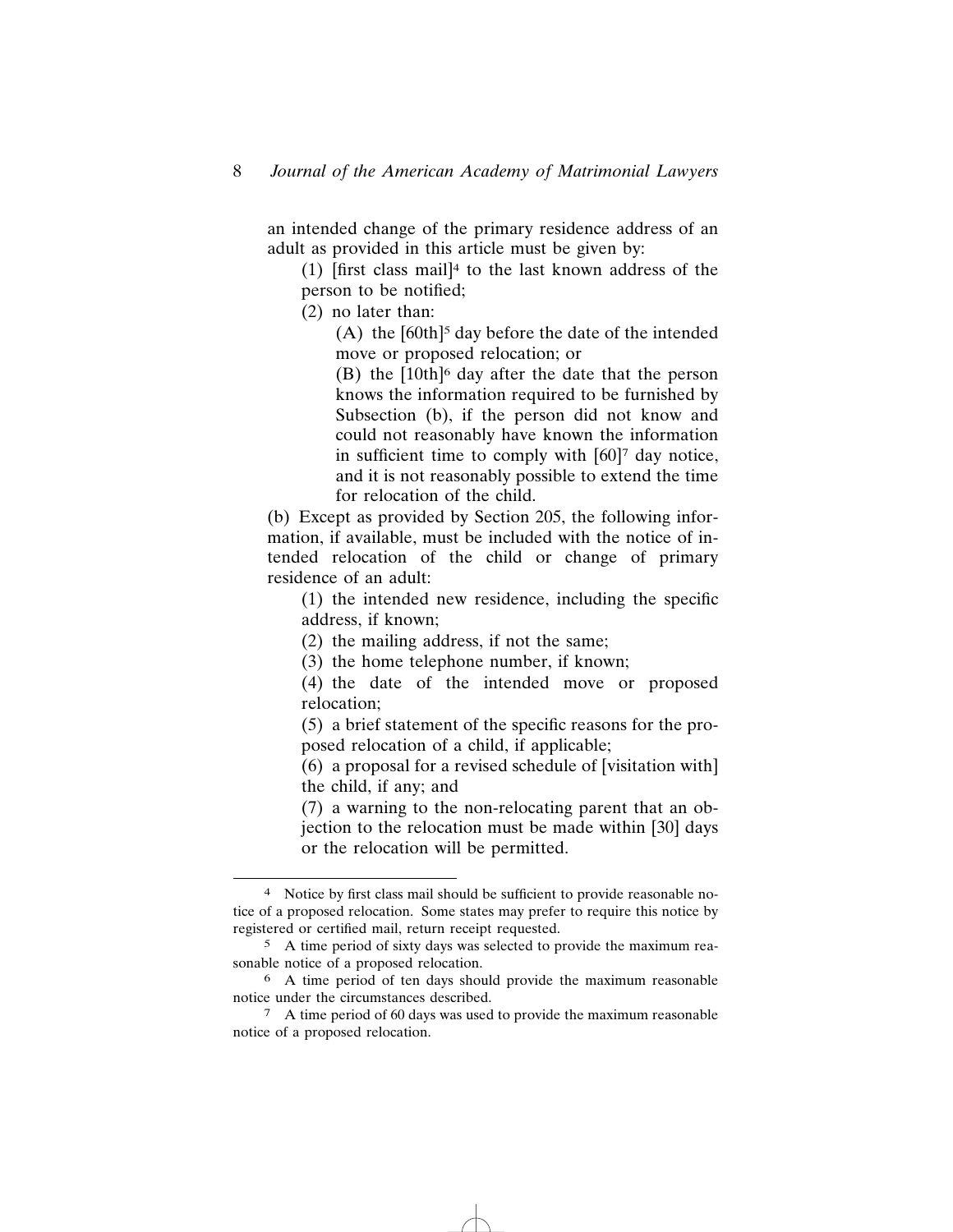an intended change of the primary residence address of an adult as provided in this article must be given by:

(1) [first class mail][4] to the last known address of the person to be notified;

(2) no later than:

(A) the [60th][5] day before the date of the intended move or proposed relocation; or

(B) the [10th][6] day after the date that the person knows the information required to be furnished by Subsection (b), if the person did not know and could not reasonably have known the information in sufficient time to comply with [60][7] day notice, and it is not reasonably possible to extend the time for relocation of the child.

(b) Except as provided by Section 205, the following information, if available, must be included with the notice of intended relocation of the child or change of primary residence of an adult:

(1) the intended new residence, including the specific address, if known;

(2) the mailing address, if not the same;

(3) the home telephone number, if known;

(4) the date of the intended move or proposed relocation;

(5) a brief statement of the specific reasons for the proposed relocation of a child, if applicable;

(6) a proposal for a revised schedule of [visitation with] the child, if any; and

(7) a warning to the non-relocating parent that an objection to the relocation must be made within [30] days or the relocation will be permitted.

---

[4] Notice by first class mail should be sufficient to provide reasonable notice of a proposed relocation. Some states may prefer to require this notice by registered or certified mail, return receipt requested.

[5] A time period of sixty days was selected to provide the maximum reasonable notice of a proposed relocation.

[6] A time period of ten days should provide the maximum reasonable notice under the circumstances described.

[7] A time period of 60 days was used to provide the maximum reasonable notice of a proposed relocation.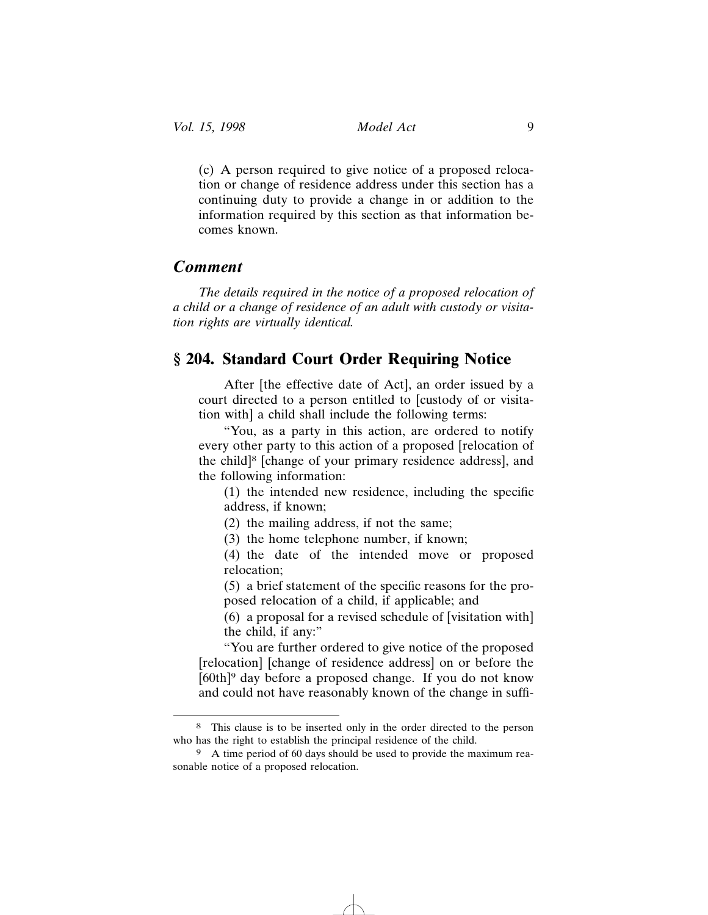(c) A person required to give notice of a proposed relocation or change of residence address under this section has a continuing duty to provide a change in or addition to the information required by this section as that information becomes known.

## *Comment*

*The details required in the notice of a proposed relocation of a child or a change of residence of an adult with custody or visitation rights are virtually identical.*

## § 204. Standard Court Order Requiring Notice

After [the effective date of Act], an order issued by a court directed to a person entitled to [custody of or visitation with] a child shall include the following terms:

"You, as a party in this action, are ordered to notify every other party to this action of a proposed [relocation of the child][8] [change of your primary residence address], and the following information:

(1) the intended new residence, including the specific address, if known;

(2) the mailing address, if not the same;

(3) the home telephone number, if known;

(4) the date of the intended move or proposed relocation;

(5) a brief statement of the specific reasons for the proposed relocation of a child, if applicable; and

(6) a proposal for a revised schedule of [visitation with] the child, if any:"

"You are further ordered to give notice of the proposed [relocation] [change of residence address] on or before the [60th][9] day before a proposed change. If you do not know and could not have reasonably known of the change in suffi-

---

[8] This clause is to be inserted only in the order directed to the person who has the right to establish the principal residence of the child.

[9] A time period of 60 days should be used to provide the maximum reasonable notice of a proposed relocation.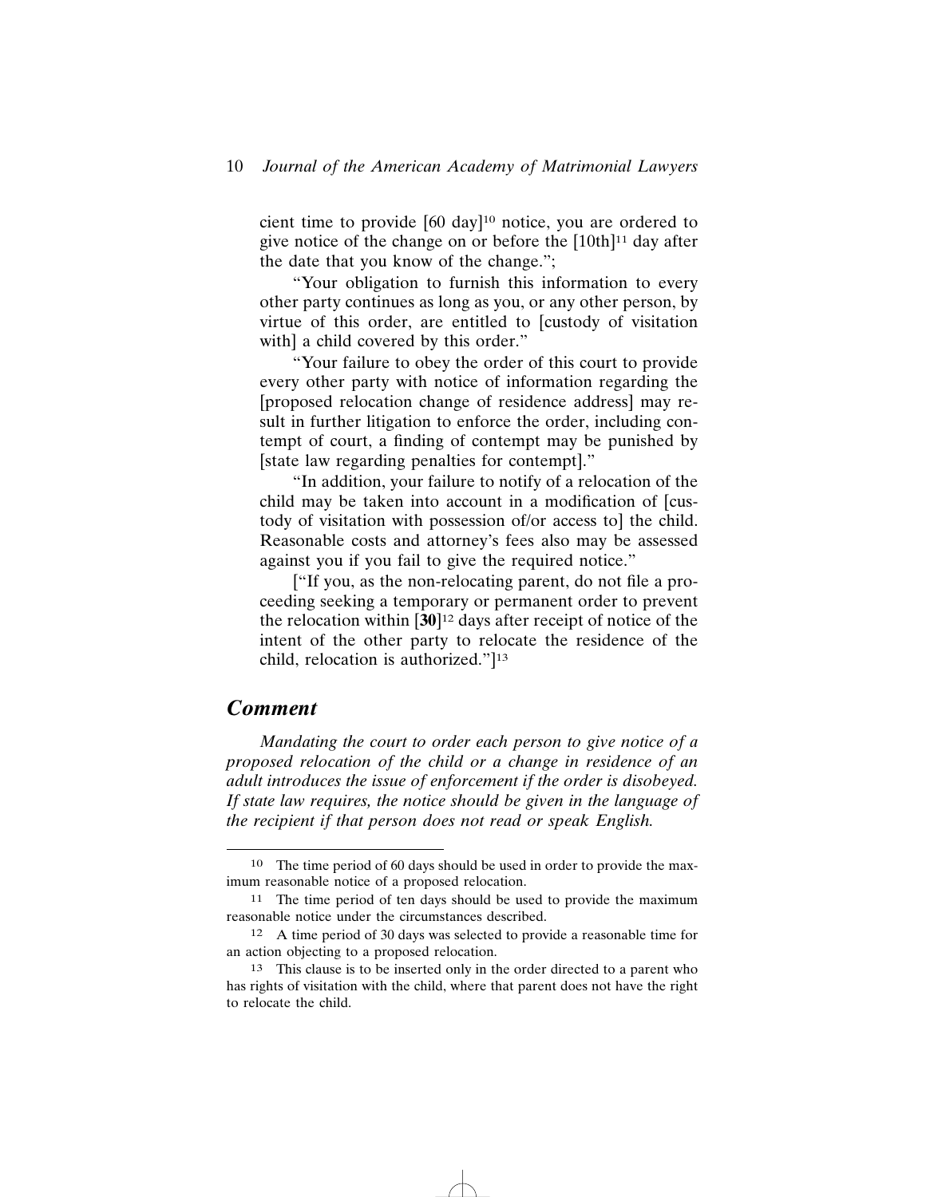cient time to provide [60 day][10] notice, you are ordered to give notice of the change on or before the [10th][11] day after the date that you know of the change.";

"Your obligation to furnish this information to every other party continues as long as you, or any other person, by virtue of this order, are entitled to [custody of visitation with] a child covered by this order."

"Your failure to obey the order of this court to provide every other party with notice of information regarding the [proposed relocation change of residence address] may result in further litigation to enforce the order, including contempt of court, a finding of contempt may be punished by [state law regarding penalties for contempt]."

"In addition, your failure to notify of a relocation of the child may be taken into account in a modification of [custody of visitation with possession of/or access to] the child. Reasonable costs and attorney's fees also may be assessed against you if you fail to give the required notice."

["If you, as the non-relocating parent, do not file a proceeding seeking a temporary or permanent order to prevent the relocation within [**30**][12] days after receipt of notice of the intent of the other party to relocate the residence of the child, relocation is authorized."][13]

## *Comment*

*Mandating the court to order each person to give notice of a proposed relocation of the child or a change in residence of an adult introduces the issue of enforcement if the order is disobeyed. If state law requires, the notice should be given in the language of the recipient if that person does not read or speak English.*

---

[10] The time period of 60 days should be used in order to provide the maximum reasonable notice of a proposed relocation.

[11] The time period of ten days should be used to provide the maximum reasonable notice under the circumstances described.

[12] A time period of 30 days was selected to provide a reasonable time for an action objecting to a proposed relocation.

[13] This clause is to be inserted only in the order directed to a parent who has rights of visitation with the child, where that parent does not have the right to relocate the child.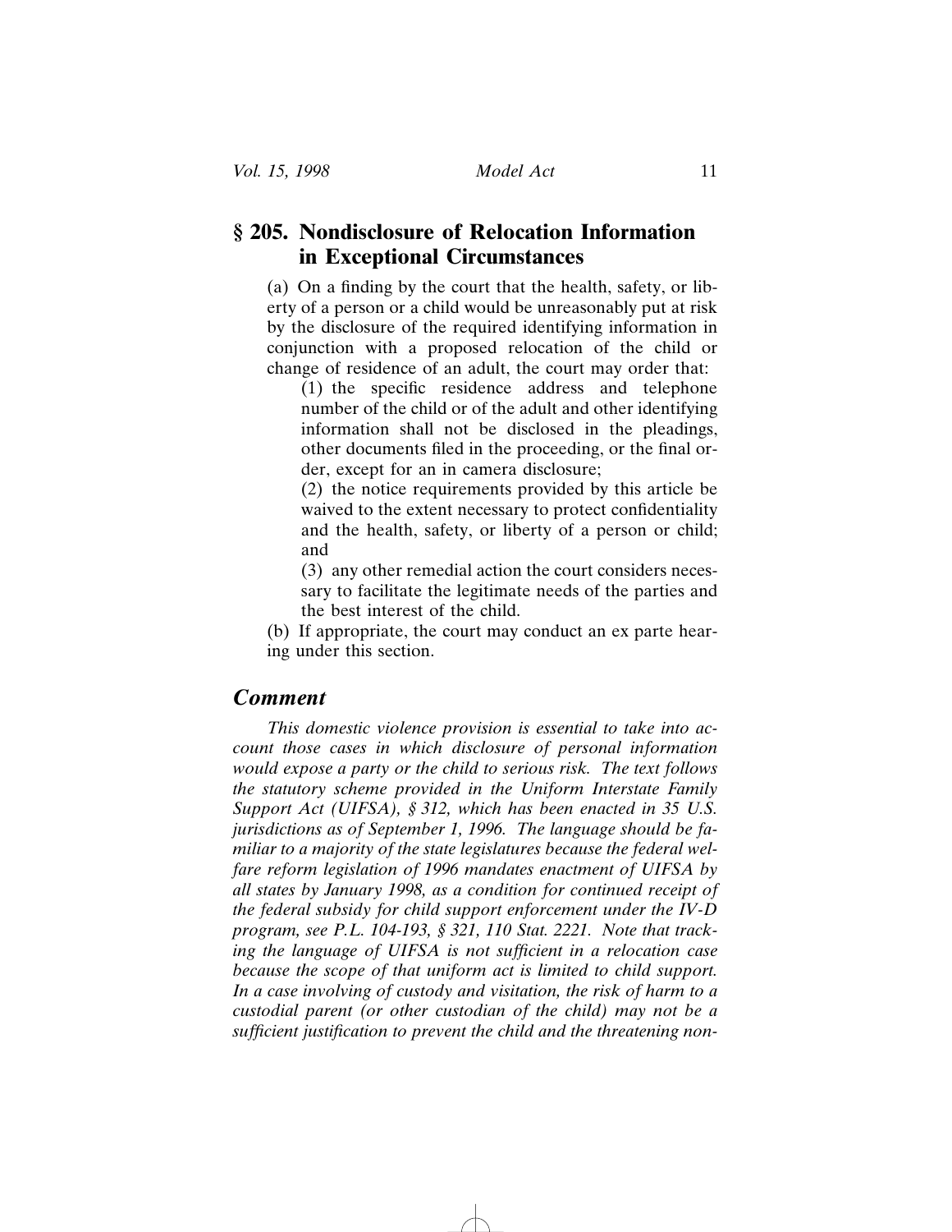## § 205. Nondisclosure of Relocation Information in Exceptional Circumstances

(a) On a finding by the court that the health, safety, or liberty of a person or a child would be unreasonably put at risk by the disclosure of the required identifying information in conjunction with a proposed relocation of the child or change of residence of an adult, the court may order that:

(1) the specific residence address and telephone number of the child or of the adult and other identifying information shall not be disclosed in the pleadings, other documents filed in the proceeding, or the final order, except for an in camera disclosure;

(2) the notice requirements provided by this article be waived to the extent necessary to protect confidentiality and the health, safety, or liberty of a person or child; and

(3) any other remedial action the court considers necessary to facilitate the legitimate needs of the parties and the best interest of the child.

(b) If appropriate, the court may conduct an ex parte hearing under this section.

### *Comment*

*This domestic violence provision is essential to take into account those cases in which disclosure of personal information would expose a party or the child to serious risk. The text follows the statutory scheme provided in the Uniform Interstate Family Support Act (UIFSA), § 312, which has been enacted in 35 U.S. jurisdictions as of September 1, 1996. The language should be familiar to a majority of the state legislatures because the federal welfare reform legislation of 1996 mandates enactment of UIFSA by all states by January 1998, as a condition for continued receipt of the federal subsidy for child support enforcement under the IV-D program, see P.L. 104-193, § 321, 110 Stat. 2221. Note that tracking the language of UIFSA is not sufficient in a relocation case because the scope of that uniform act is limited to child support. In a case involving custody and visitation, the risk of harm to a custodial parent (or other custodian of the child) may not be a sufficient justification to prevent the child and the threatening non-*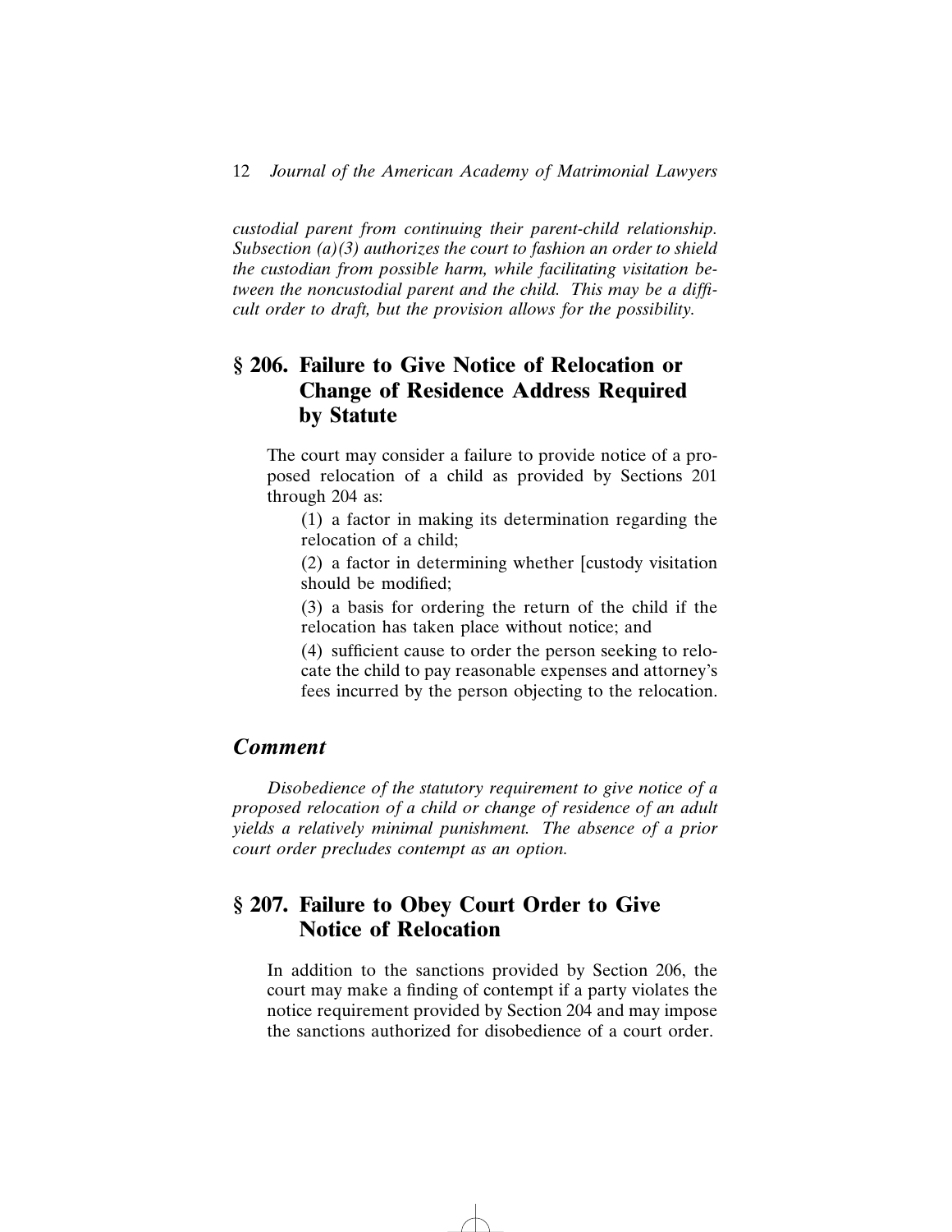*custodial parent from continuing their parent-child relationship. Subsection (a)(3) authorizes the court to fashion an order to shield the custodian from possible harm, while facilitating visitation between the noncustodial parent and the child. This may be a difficult order to draft, but the provision allows for the possibility.*

## § 206. Failure to Give Notice of Relocation or Change of Residence Address Required by Statute

The court may consider a failure to provide notice of a proposed relocation of a child as provided by Sections 201 through 204 as:

(1) a factor in making its determination regarding the relocation of a child;

(2) a factor in determining whether [custody visitation should be modified;

(3) a basis for ordering the return of the child if the relocation has taken place without notice; and

(4) sufficient cause to order the person seeking to relocate the child to pay reasonable expenses and attorney's fees incurred by the person objecting to the relocation.

### *Comment*

*Disobedience of the statutory requirement to give notice of a proposed relocation of a child or change of residence of an adult yields a relatively minimal punishment. The absence of a prior court order precludes contempt as an option.*

## § 207. Failure to Obey Court Order to Give Notice of Relocation

In addition to the sanctions provided by Section 206, the court may make a finding of contempt if a party violates the notice requirement provided by Section 204 and may impose the sanctions authorized for disobedience of a court order.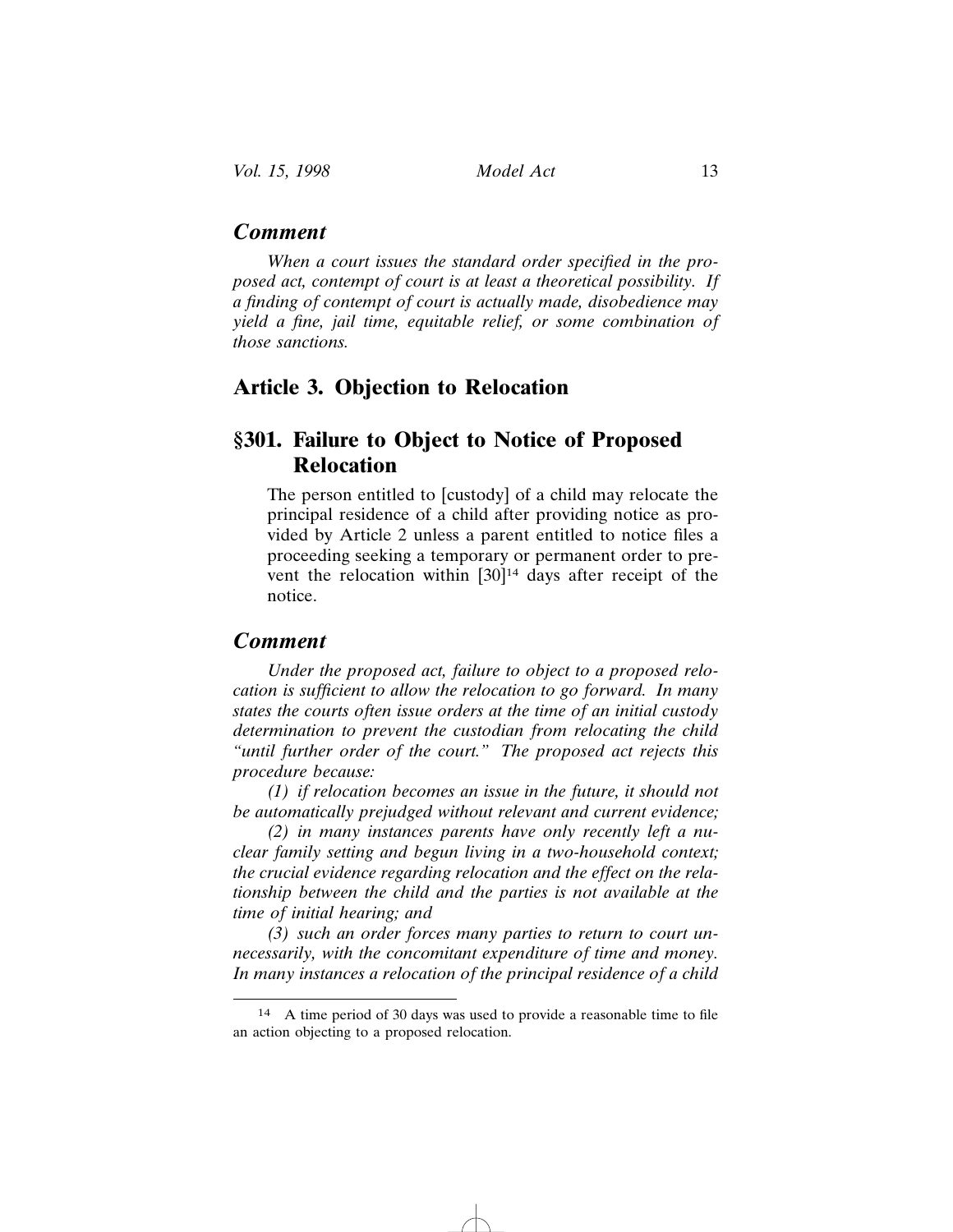## *Comment*

*When a court issues the standard order specified in the proposed act, contempt of court is at least a theoretical possibility. If a finding of contempt of court is actually made, disobedience may yield a fine, jail time, equitable relief, or some combination of those sanctions.*

## Article 3. Objection to Relocation

## §301. Failure to Object to Notice of Proposed Relocation

The person entitled to [custody] of a child may relocate the principal residence of a child after providing notice as provided by Article 2 unless a parent entitled to notice files a proceeding seeking a temporary or permanent order to prevent the relocation within [30][14] days after receipt of the notice.

## *Comment*

*Under the proposed act, failure to object to a proposed relocation is sufficient to allow the relocation to go forward. In many states the courts often issue orders at the time of an initial custody determination to prevent the custodian from relocating the child "until further order of the court." The proposed act rejects this procedure because:*

*(1) if relocation becomes an issue in the future, it should not be automatically prejudged without relevant and current evidence;*

*(2) in many instances parents have only recently left a nuclear family setting and begun living in a two-household context; the crucial evidence regarding relocation and the effect on the relationship between the child and the parties is not available at the time of initial hearing; and*

*(3) such an order forces many parties to return to court unnecessarily, with the concomitant expenditure of time and money. In many instances a relocation of the principal residence of a child*

---

[14] A time period of 30 days was used to provide a reasonable time to file an action objecting to a proposed relocation.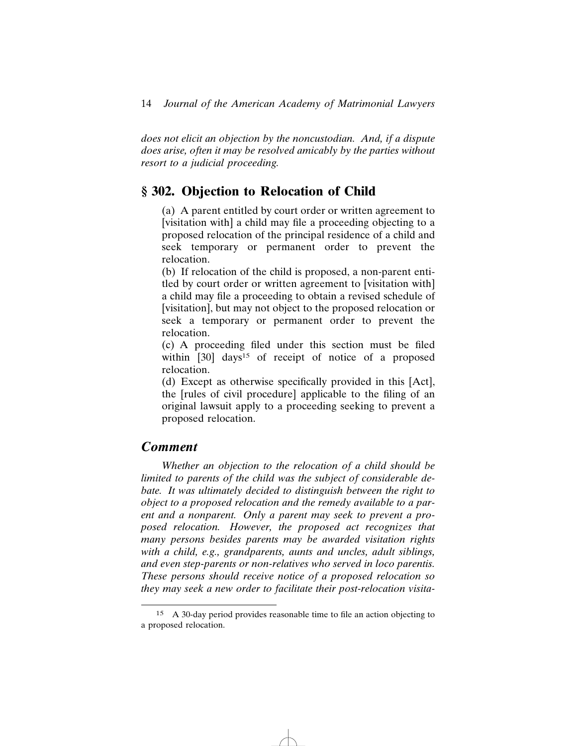*does not elicit an objection by the noncustodian. And, if a dispute does arise, often it may be resolved amicably by the parties without resort to a judicial proceeding.*

## § 302. Objection to Relocation of Child

(a) A parent entitled by court order or written agreement to [visitation with] a child may file a proceeding objecting to a proposed relocation of the principal residence of a child and seek temporary or permanent order to prevent the relocation.

(b) If relocation of the child is proposed, a non-parent entitled by court order or written agreement to [visitation with] a child may file a proceeding to obtain a revised schedule of [visitation], but may not object to the proposed relocation or seek a temporary or permanent order to prevent the relocation.

(c) A proceeding filed under this section must be filed within [30] days[15] of receipt of notice of a proposed relocation.

(d) Except as otherwise specifically provided in this [Act], the [rules of civil procedure] applicable to the filing of an original lawsuit apply to a proceeding seeking to prevent a proposed relocation.

### *Comment*

*Whether an objection to the relocation of a child should be limited to parents of the child was the subject of considerable debate. It was ultimately decided to distinguish between the right to object to a proposed relocation and the remedy available to a parent and a nonparent. Only a parent may seek to prevent a proposed relocation. However, the proposed act recognizes that many persons besides parents may be awarded visitation rights with a child, e.g., grandparents, aunts and uncles, adult siblings, and even step-parents or non-relatives who served in loco parentis. These persons should receive notice of a proposed relocation so they may seek a new order to facilitate their post-relocation visita-*

[15] A 30-day period provides reasonable time to file an action objecting to a proposed relocation.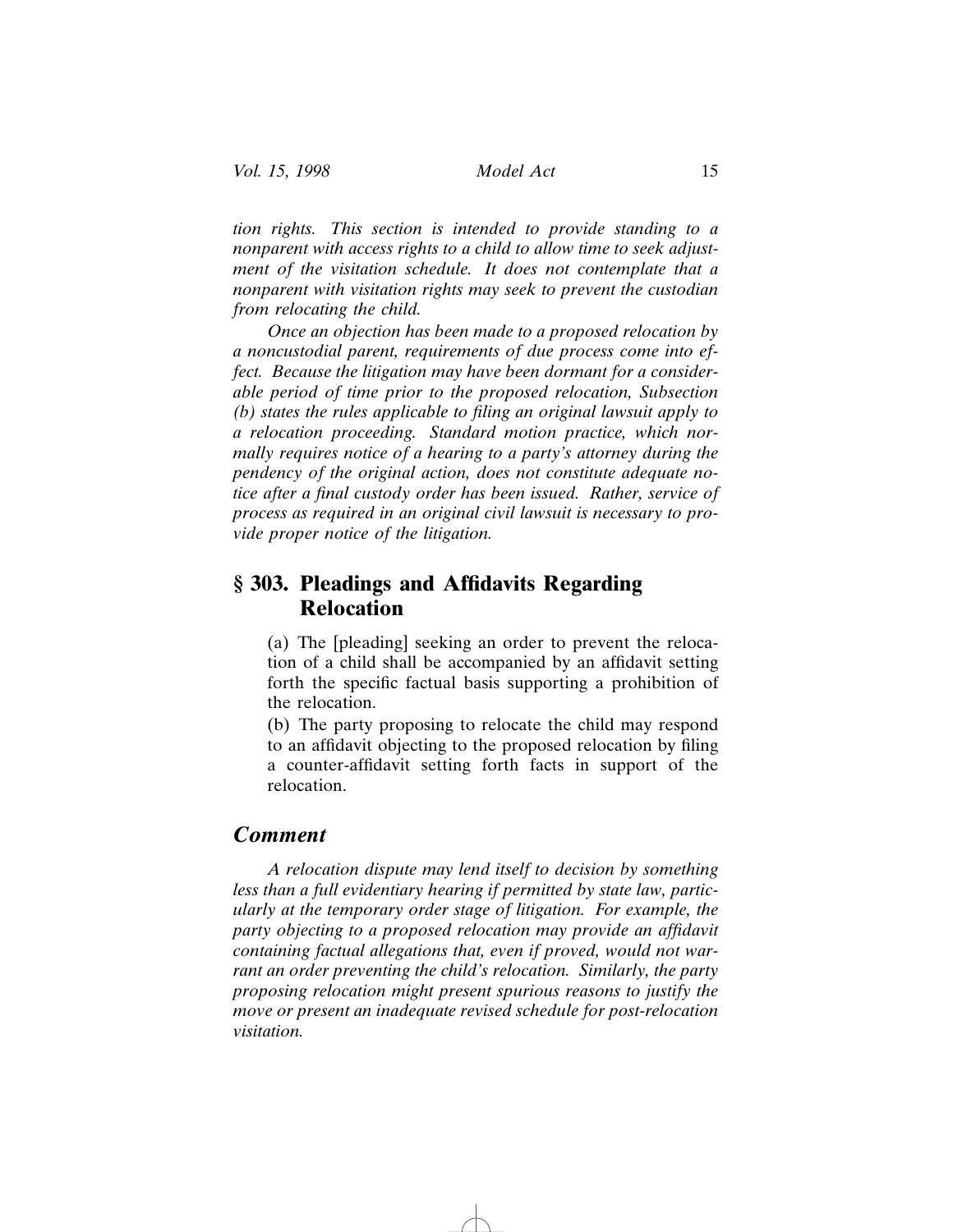*tion rights. This section is intended to provide standing to a nonparent with access rights to a child to allow time to seek adjustment of the visitation schedule. It does not contemplate that a nonparent with visitation rights may seek to prevent the custodian from relocating the child.*

*Once an objection has been made to a proposed relocation by a noncustodial parent, requirements of due process come into effect. Because the litigation may have been dormant for a considerable period of time prior to the proposed relocation, Subsection (b) states the rules applicable to filing an original lawsuit apply to a relocation proceeding. Standard motion practice, which normally requires notice of a hearing to a party's attorney during the pendency of the original action, does not constitute adequate notice after a final custody order has been issued. Rather, service of process as required in an original civil lawsuit is necessary to provide proper notice of the litigation.*

## § 303. Pleadings and Affidavits Regarding Relocation

(a) The [pleading] seeking an order to prevent the relocation of a child shall be accompanied by an affidavit setting forth the specific factual basis supporting a prohibition of the relocation.

(b) The party proposing to relocate the child may respond to an affidavit objecting to the proposed relocation by filing a counter-affidavit setting forth facts in support of the relocation.

### *Comment*

*A relocation dispute may lend itself to decision by something less than a full evidentiary hearing if permitted by state law, particularly at the temporary order stage of litigation. For example, the party objecting to a proposed relocation may provide an affidavit containing factual allegations that, even if proved, would not warrant an order preventing the child's relocation. Similarly, the party proposing relocation might present spurious reasons to justify the move or present an inadequate revised schedule for post-relocation visitation.*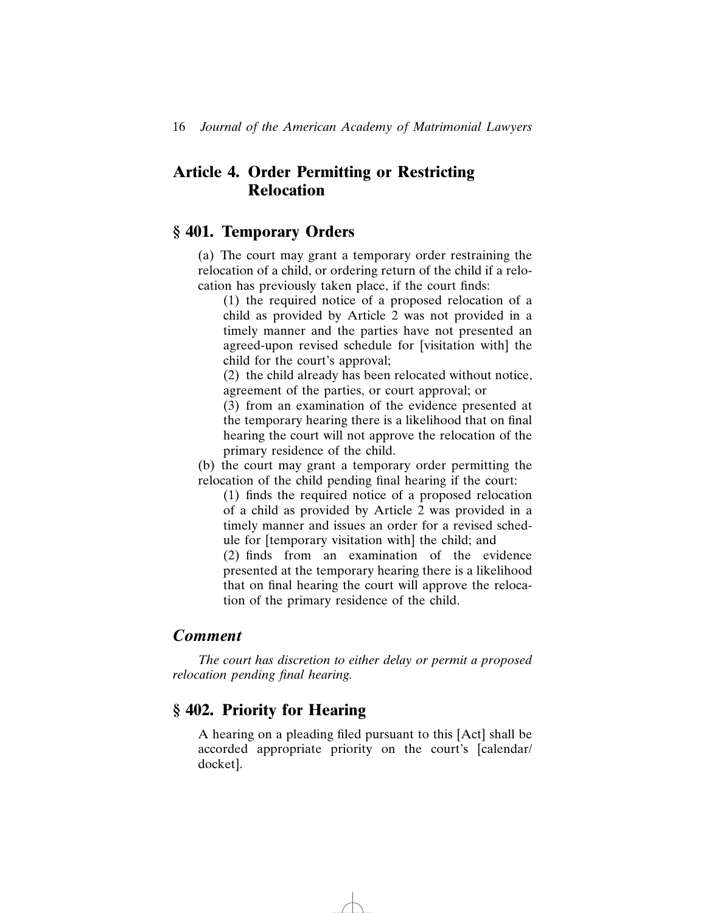## Article 4. Order Permitting or Restricting Relocation

### § 401. Temporary Orders

(a) The court may grant a temporary order restraining the relocation of a child, or ordering return of the child if a relocation has previously taken place, if the court finds:

(1) the required notice of a proposed relocation of a child as provided by Article 2 was not provided in a timely manner and the parties have not presented an agreed-upon revised schedule for [visitation with] the child for the court's approval;

(2) the child already has been relocated without notice, agreement of the parties, or court approval; or

(3) from an examination of the evidence presented at the temporary hearing there is a likelihood that on final hearing the court will not approve the relocation of the primary residence of the child.

(b) the court may grant a temporary order permitting the relocation of the child pending final hearing if the court:

(1) finds the required notice of a proposed relocation of a child as provided by Article 2 was provided in a timely manner and issues an order for a revised schedule for [temporary visitation with] the child; and

(2) finds from an examination of the evidence presented at the temporary hearing there is a likelihood that on final hearing the court will approve the relocation of the primary residence of the child.

### *Comment*

*The court has discretion to either delay or permit a proposed relocation pending final hearing.*

### § 402. Priority for Hearing

A hearing on a pleading filed pursuant to this [Act] shall be accorded appropriate priority on the court's [calendar/docket].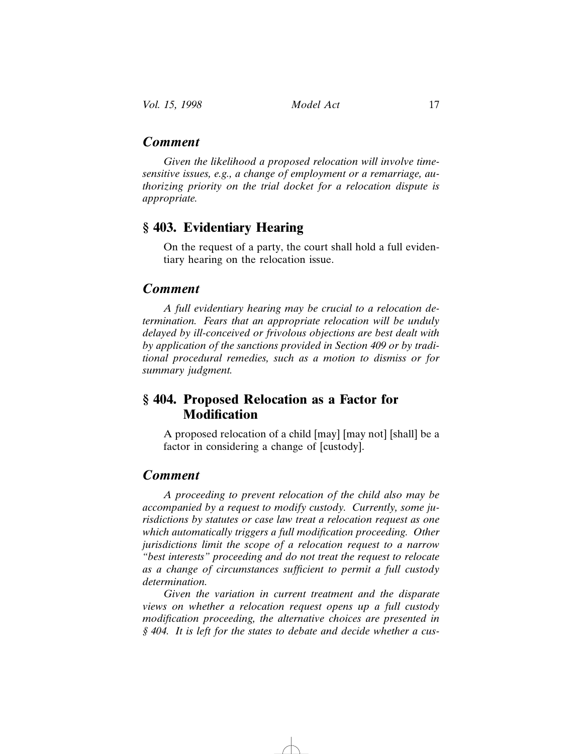### *Comment*

*Given the likelihood a proposed relocation will involve time-sensitive issues, e.g., a change of employment or a remarriage, authorizing priority on the trial docket for a relocation dispute is appropriate.*

## § 403. Evidentiary Hearing

On the request of a party, the court shall hold a full evidentiary hearing on the relocation issue.

### *Comment*

*A full evidentiary hearing may be crucial to a relocation determination. Fears that an appropriate relocation will be unduly delayed by ill-conceived or frivolous objections are best dealt with by application of the sanctions provided in Section 409 or by traditional procedural remedies, such as a motion to dismiss or for summary judgment.*

## § 404. Proposed Relocation as a Factor for Modification

A proposed relocation of a child [may] [may not] [shall] be a factor in considering a change of [custody].

### *Comment*

*A proceeding to prevent relocation of the child also may be accompanied by a request to modify custody. Currently, some jurisdictions by statutes or case law treat a relocation request as one which automatically triggers a full modification proceeding. Other jurisdictions limit the scope of a relocation request to a narrow "best interests" proceeding and do not treat the request to relocate as a change of circumstances sufficient to permit a full custody determination.*

*Given the variation in current treatment and the disparate views on whether a relocation request opens up a full custody modification proceeding, the alternative choices are presented in § 404. It is left for the states to debate and decide whether a cus-*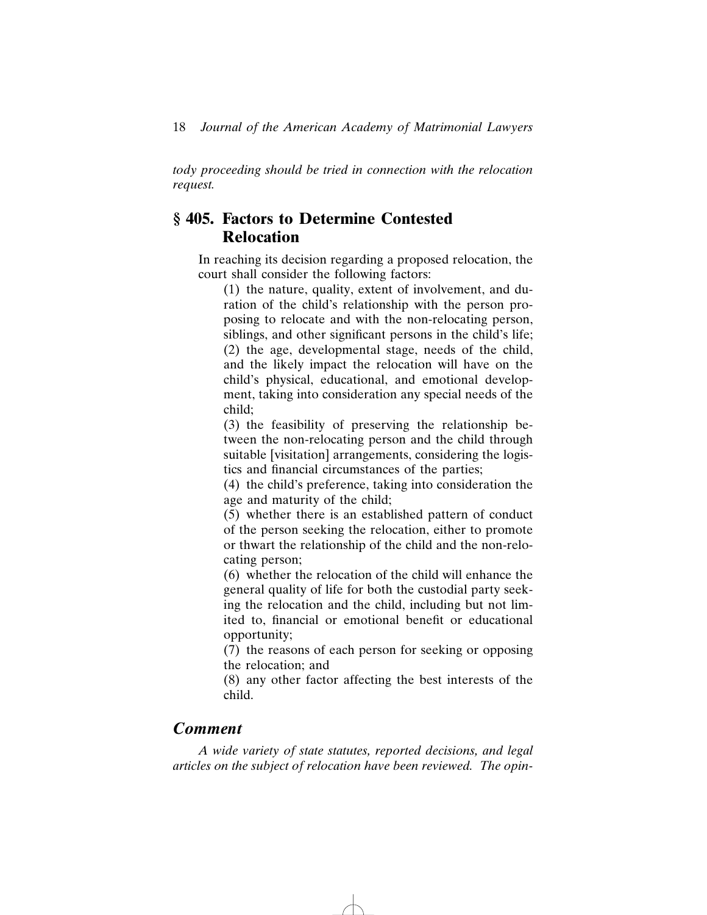*tody proceeding should be tried in connection with the relocation request.*

## § 405. Factors to Determine Contested Relocation

In reaching its decision regarding a proposed relocation, the court shall consider the following factors:

(1) the nature, quality, extent of involvement, and duration of the child's relationship with the person proposing to relocate and with the non-relocating person, siblings, and other significant persons in the child's life;

(2) the age, developmental stage, needs of the child, and the likely impact the relocation will have on the child's physical, educational, and emotional development, taking into consideration any special needs of the child;

(3) the feasibility of preserving the relationship between the non-relocating person and the child through suitable [visitation] arrangements, considering the logistics and financial circumstances of the parties;

(4) the child's preference, taking into consideration the age and maturity of the child;

(5) whether there is an established pattern of conduct of the person seeking the relocation, either to promote or thwart the relationship of the child and the non-relocating person;

(6) whether the relocation of the child will enhance the general quality of life for both the custodial party seeking the relocation and the child, including but not limited to, financial or emotional benefit or educational opportunity;

(7) the reasons of each person for seeking or opposing the relocation; and

(8) any other factor affecting the best interests of the child.

### *Comment*

*A wide variety of state statutes, reported decisions, and legal articles on the subject of relocation have been reviewed. The opin-*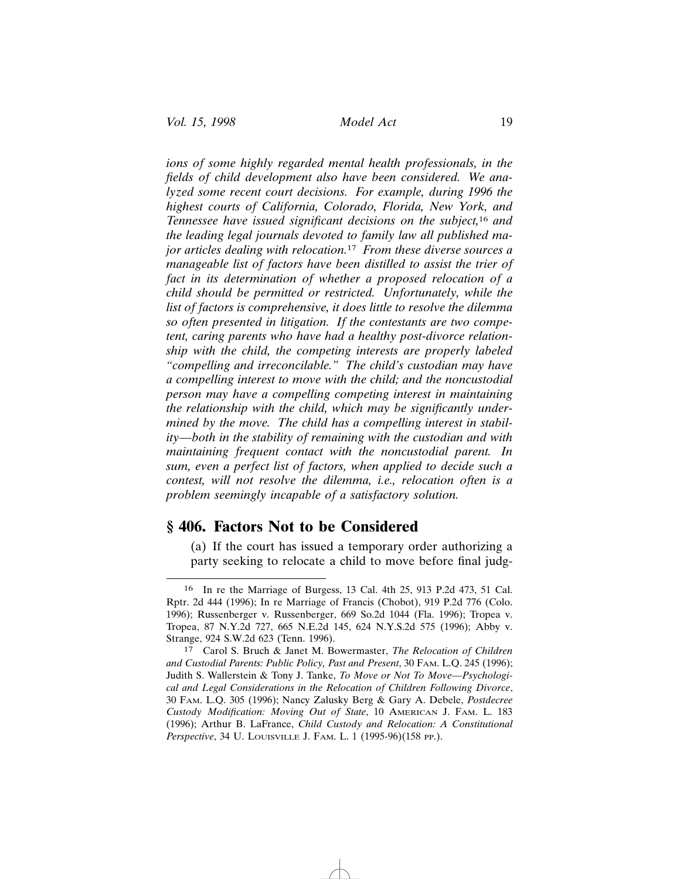*ions of some highly regarded mental health professionals, in the fields of child development also have been considered. We analyzed some recent court decisions. For example, during 1996 the highest courts of California, Colorado, Florida, New York, and Tennessee have issued significant decisions on the subject,*[16] *and the leading legal journals devoted to family law all published major articles dealing with relocation.*[17] *From these diverse sources a manageable list of factors have been distilled to assist the trier of fact in its determination of whether a proposed relocation of a child should be permitted or restricted. Unfortunately, while the list of factors is comprehensive, it does little to resolve the dilemma so often presented in litigation. If the contestants are two competent, caring parents who have had a healthy post-divorce relationship with the child, the competing interests are properly labeled "compelling and irreconcilable." The child's custodian may have a compelling interest to move with the child; and the noncustodial person may have a compelling competing interest in maintaining the relationship with the child, which may be significantly undermined by the move. The child has a compelling interest in stability—both in the stability of remaining with the custodian and with maintaining frequent contact with the noncustodial parent. In sum, even a perfect list of factors, when applied to decide such a contest, will not resolve the dilemma, i.e., relocation often is a problem seemingly incapable of a satisfactory solution.*

## § 406. Factors Not to be Considered

(a) If the court has issued a temporary order authorizing a party seeking to relocate a child to move before final judg-

---

[16] In re the Marriage of Burgess, 13 Cal. 4th 25, 913 P.2d 473, 51 Cal. Rptr. 2d 444 (1996); In re Marriage of Francis (Chobot), 919 P.2d 776 (Colo. 1996); Russenberger v. Russenberger, 669 So.2d 1044 (Fla. 1996); Tropea v. Tropea, 87 N.Y.2d 727, 665 N.E.2d 145, 624 N.Y.S.2d 575 (1996); Abby v. Strange, 924 S.W.2d 623 (Tenn. 1996).

[17] Carol S. Bruch & Janet M. Bowermaster, *The Relocation of Children and Custodial Parents: Public Policy, Past and Present*, 30 Fam. L.Q. 245 (1996); Judith S. Wallerstein & Tony J. Tanke, *To Move or Not To Move—Psychological and Legal Considerations in the Relocation of Children Following Divorce*, 30 Fam. L.Q. 305 (1996); Nancy Zalusky Berg & Gary A. Debele, *Postdecree Custody Modification: Moving Out of State*, 10 American J. Fam. L. 183 (1996); Arthur B. LaFrance, *Child Custody and Relocation: A Constitutional Perspective*, 34 U. Louisville J. Fam. L. 1 (1995-96)(158 pp.).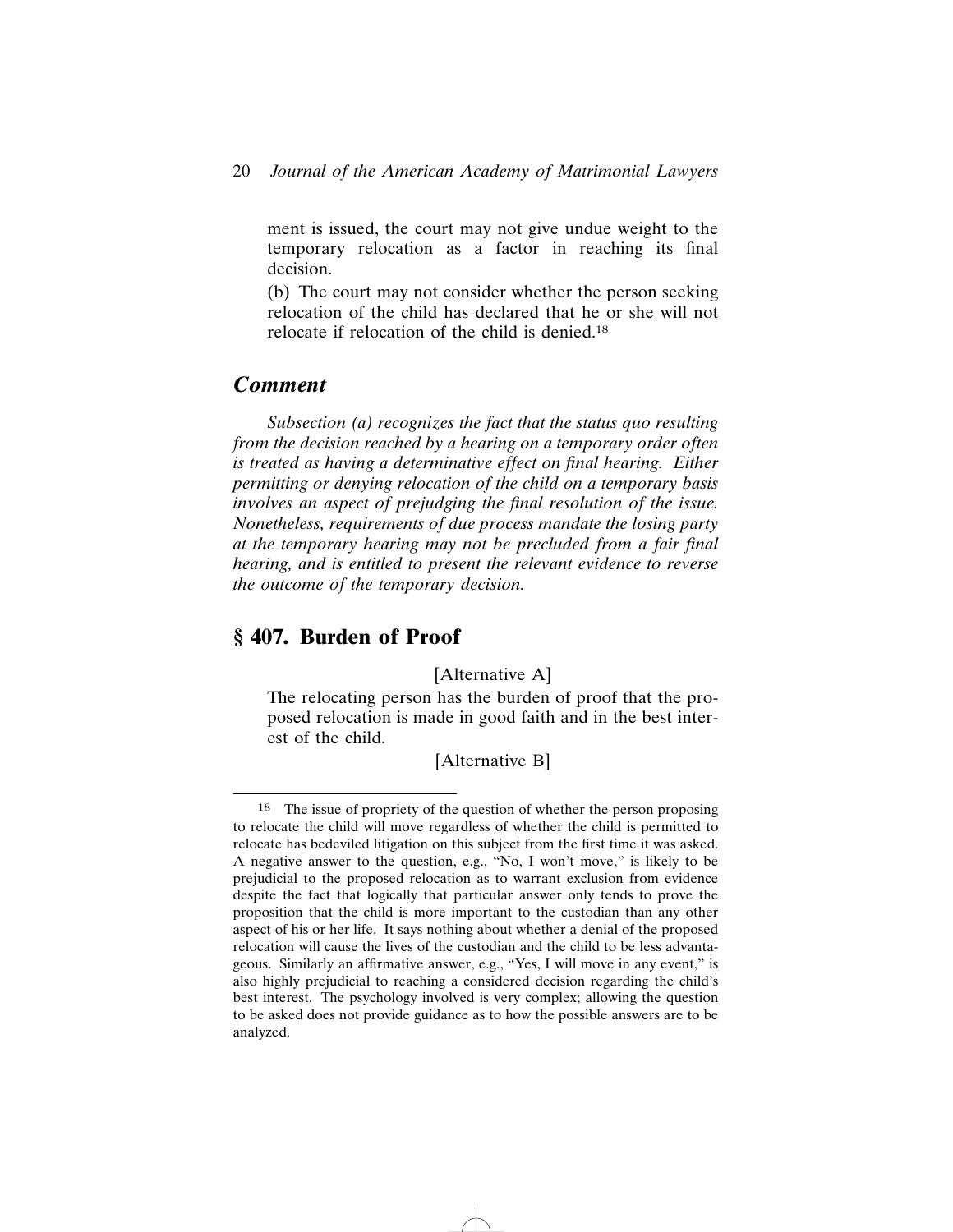ment is issued, the court may not give undue weight to the temporary relocation as a factor in reaching its final decision.

(b) The court may not consider whether the person seeking relocation of the child has declared that he or she will not relocate if relocation of the child is denied.[18]

## *Comment*

*Subsection (a) recognizes the fact that the status quo resulting from the decision reached by a hearing on a temporary order often is treated as having a determinative effect on final hearing. Either permitting or denying relocation of the child on a temporary basis involves an aspect of prejudging the final resolution of the issue. Nonetheless, requirements of due process mandate the losing party at the temporary hearing may not be precluded from a fair final hearing, and is entitled to present the relevant evidence to reverse the outcome of the temporary decision.*

## § 407. Burden of Proof

[Alternative A]

The relocating person has the burden of proof that the proposed relocation is made in good faith and in the best interest of the child.

[Alternative B]

---

[18] The issue of propriety of the question of whether the person proposing to relocate the child will move regardless of whether the child is permitted to relocate has bedeviled litigation on this subject from the first time it was asked. A negative answer to the question, e.g., "No, I won't move," is likely to be prejudicial to the proposed relocation as to warrant exclusion from evidence despite the fact that logically that particular answer only tends to prove the proposition that the child is more important to the custodian than any other aspect of his or her life. It says nothing about whether a denial of the proposed relocation will cause the lives of the custodian and the child to be less advantageous. Similarly an affirmative answer, e.g., "Yes, I will move in any event," is also highly prejudicial to reaching a considered decision regarding the child's best interest. The psychology involved is very complex; allowing the question to be asked does not provide guidance as to how the possible answers are to be analyzed.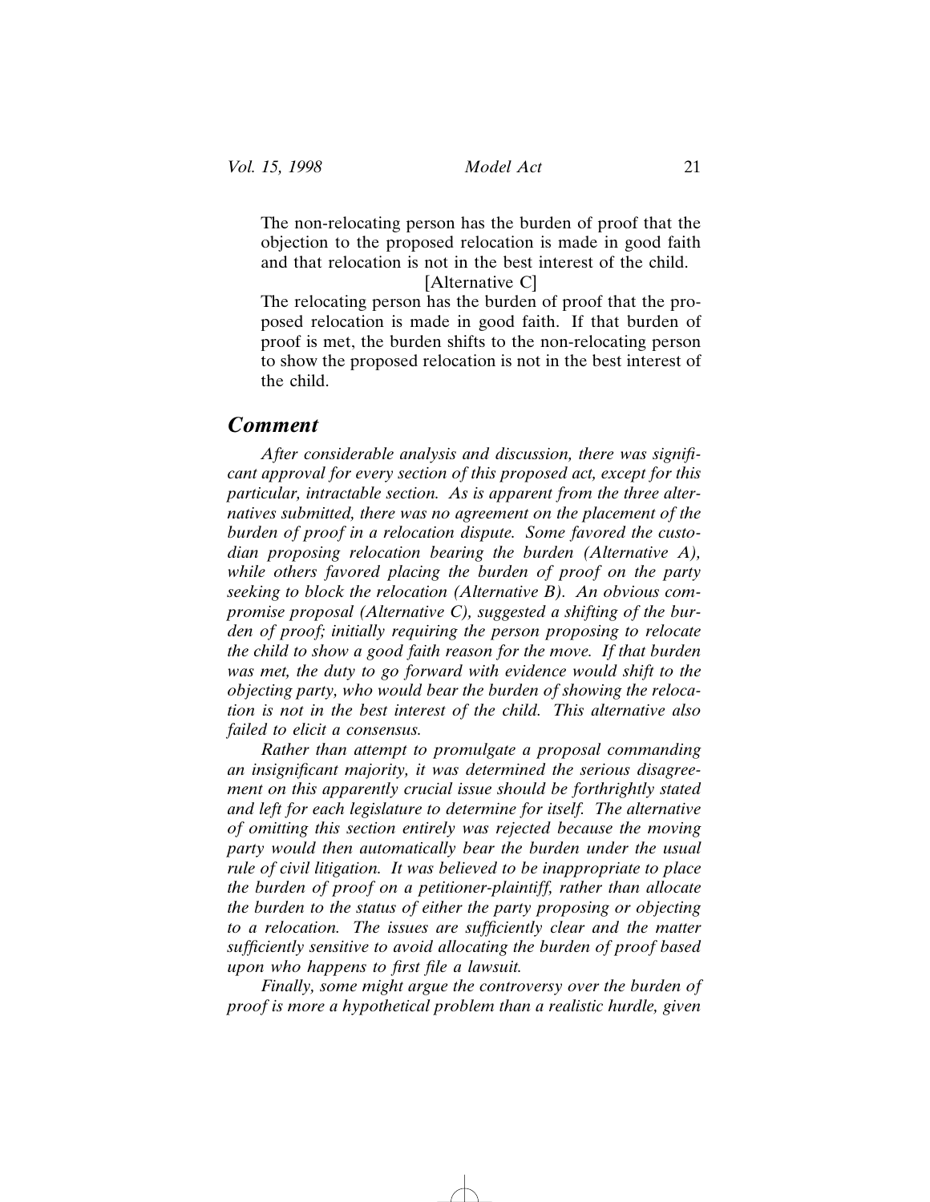The non-relocating person has the burden of proof that the objection to the proposed relocation is made in good faith and that relocation is not in the best interest of the child.

[Alternative C]

The relocating person has the burden of proof that the proposed relocation is made in good faith. If that burden of proof is met, the burden shifts to the non-relocating person to show the proposed relocation is not in the best interest of the child.

## *Comment*

*After considerable analysis and discussion, there was significant approval for every section of this proposed act, except for this particular, intractable section. As is apparent from the three alternatives submitted, there was no agreement on the placement of the burden of proof in a relocation dispute. Some favored the custodian proposing relocation bearing the burden (Alternative A), while others favored placing the burden of proof on the party seeking to block the relocation (Alternative B). An obvious compromise proposal (Alternative C), suggested a shifting of the burden of proof; initially requiring the person proposing to relocate the child to show a good faith reason for the move. If that burden was met, the duty to go forward with evidence would shift to the objecting party, who would bear the burden of showing the relocation is not in the best interest of the child. This alternative also failed to elicit a consensus.*

*Rather than attempt to promulgate a proposal commanding an insignificant majority, it was determined the serious disagreement on this apparently crucial issue should be forthrightly stated and left for each legislature to determine for itself. The alternative of omitting this section entirely was rejected because the moving party would then automatically bear the burden under the usual rule of civil litigation. It was believed to be inappropriate to place the burden of proof on a petitioner-plaintiff, rather than allocate the burden to the status of either the party proposing or objecting to a relocation. The issues are sufficiently clear and the matter sufficiently sensitive to avoid allocating the burden of proof based upon who happens to first file a lawsuit.*

*Finally, some might argue the controversy over the burden of proof is more a hypothetical problem than a realistic hurdle, given*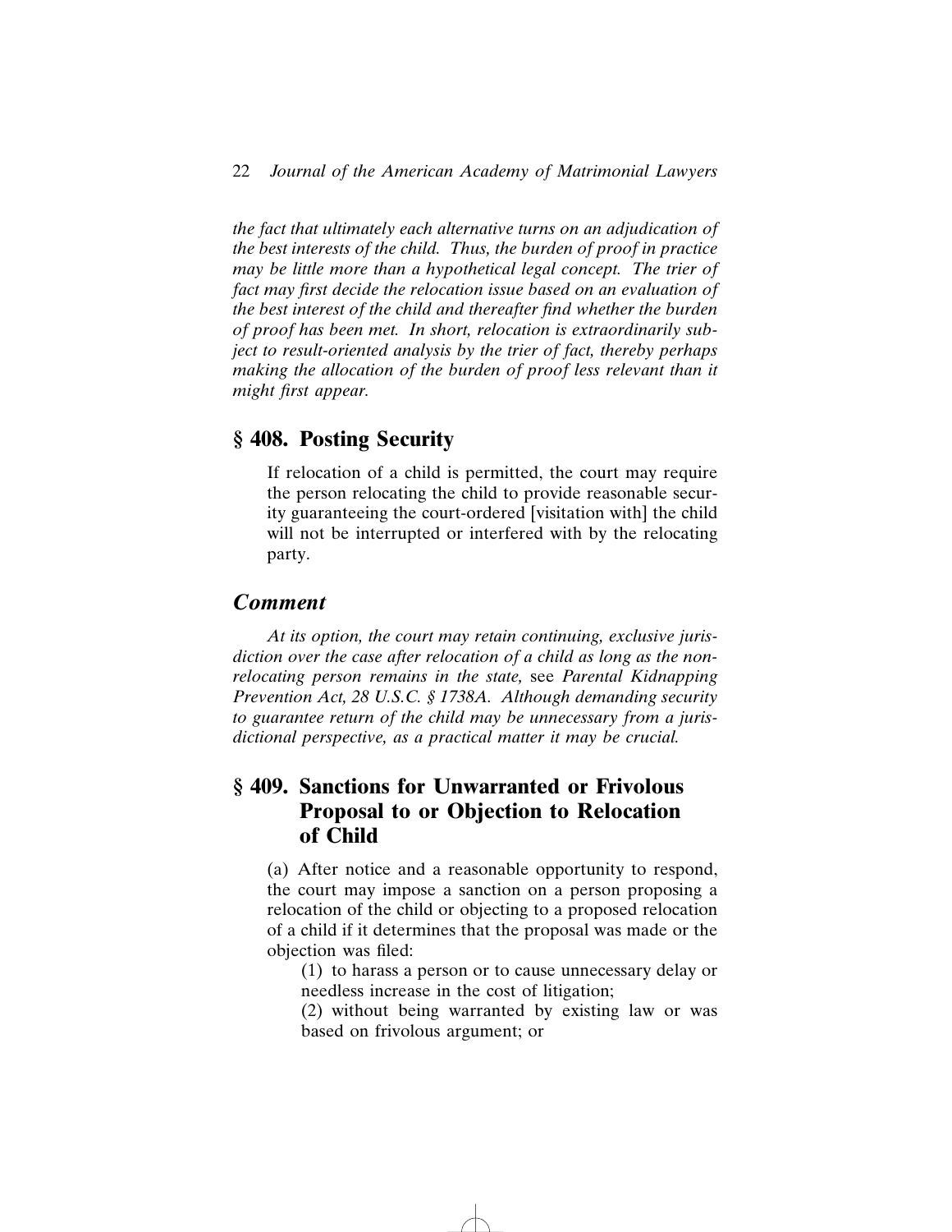*the fact that ultimately each alternative turns on an adjudication of the best interests of the child. Thus, the burden of proof in practice may be little more than a hypothetical legal concept. The trier of fact may first decide the relocation issue based on an evaluation of the best interest of the child and thereafter find whether the burden of proof has been met. In short, relocation is extraordinarily subject to result-oriented analysis by the trier of fact, thereby perhaps making the allocation of the burden of proof less relevant than it might first appear.*

## § 408. Posting Security

If relocation of a child is permitted, the court may require the person relocating the child to provide reasonable security guaranteeing the court-ordered [visitation with] the child will not be interrupted or interfered with by the relocating party.

### *Comment*

*At its option, the court may retain continuing, exclusive jurisdiction over the case after relocation of a child as long as the non-relocating person remains in the state,* see *Parental Kidnapping Prevention Act, 28 U.S.C. § 1738A. Although demanding security to guarantee return of the child may be unnecessary from a jurisdictional perspective, as a practical matter it may be crucial.*

## § 409. Sanctions for Unwarranted or Frivolous Proposal to or Objection to Relocation of Child

(a) After notice and a reasonable opportunity to respond, the court may impose a sanction on a person proposing a relocation of the child or objecting to a proposed relocation of a child if it determines that the proposal was made or the objection was filed:

(1) to harass a person or to cause unnecessary delay or needless increase in the cost of litigation;

(2) without being warranted by existing law or was based on frivolous argument; or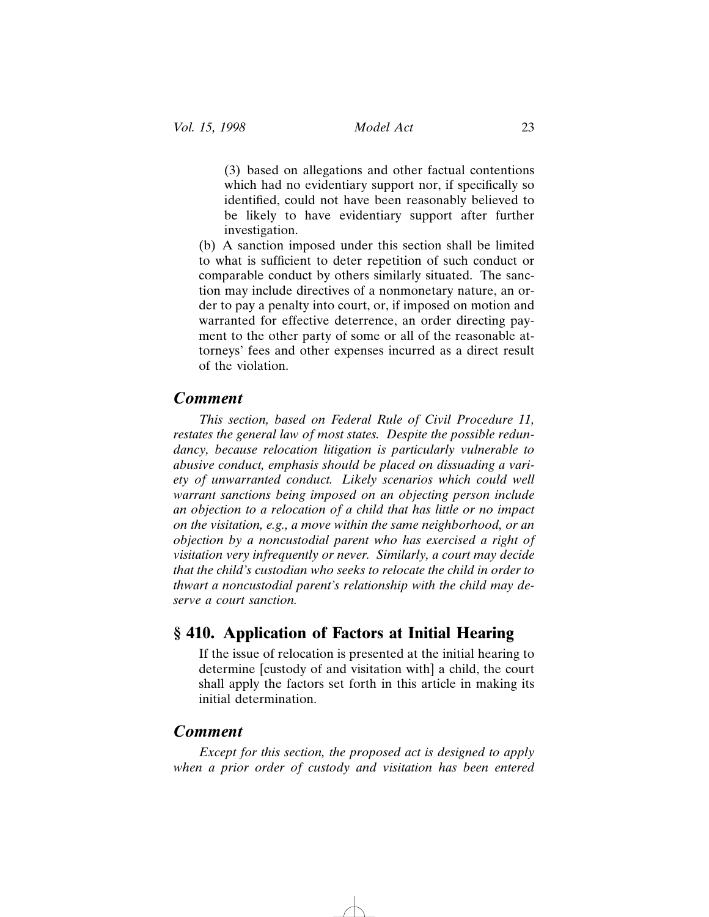(3) based on allegations and other factual contentions which had no evidentiary support nor, if specifically so identified, could not have been reasonably believed to be likely to have evidentiary support after further investigation.

(b) A sanction imposed under this section shall be limited to what is sufficient to deter repetition of such conduct or comparable conduct by others similarly situated. The sanction may include directives of a nonmonetary nature, an order to pay a penalty into court, or, if imposed on motion and warranted for effective deterrence, an order directing payment to the other party of some or all of the reasonable attorneys' fees and other expenses incurred as a direct result of the violation.

### *Comment*

*This section, based on Federal Rule of Civil Procedure 11, restates the general law of most states. Despite the possible redundancy, because relocation litigation is particularly vulnerable to abusive conduct, emphasis should be placed on dissuading a variety of unwarranted conduct. Likely scenarios which could well warrant sanctions being imposed on an objecting person include an objection to a relocation of a child that has little or no impact on the visitation, e.g., a move within the same neighborhood, or an objection by a noncustodial parent who has exercised a right of visitation very infrequently or never. Similarly, a court may decide that the child's custodian who seeks to relocate the child in order to thwart a noncustodial parent's relationship with the child may deserve a court sanction.*

## § 410. Application of Factors at Initial Hearing

If the issue of relocation is presented at the initial hearing to determine [custody of and visitation with] a child, the court shall apply the factors set forth in this article in making its initial determination.

### *Comment*

*Except for this section, the proposed act is designed to apply when a prior order of custody and visitation has been entered*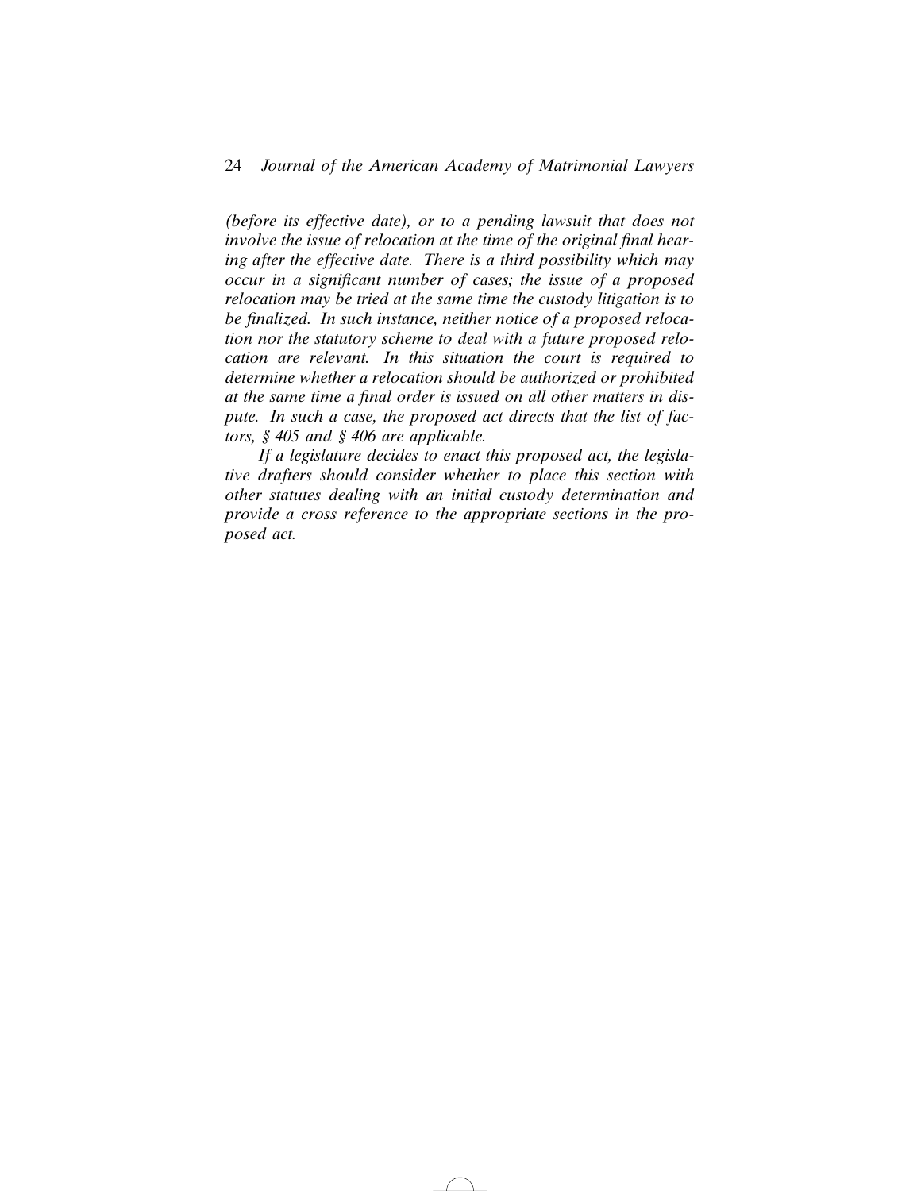*(before its effective date), or to a pending lawsuit that does not involve the issue of relocation at the time of the original final hearing after the effective date. There is a third possibility which may occur in a significant number of cases; the issue of a proposed relocation may be tried at the same time the custody litigation is to be finalized. In such instance, neither notice of a proposed relocation nor the statutory scheme to deal with a future proposed relocation are relevant. In this situation the court is required to determine whether a relocation should be authorized or prohibited at the same time a final order is issued on all other matters in dispute. In such a case, the proposed act directs that the list of factors, § 405 and § 406 are applicable.*

*If a legislature decides to enact this proposed act, the legislative drafters should consider whether to place this section with other statutes dealing with an initial custody determination and provide a cross reference to the appropriate sections in the proposed act.*